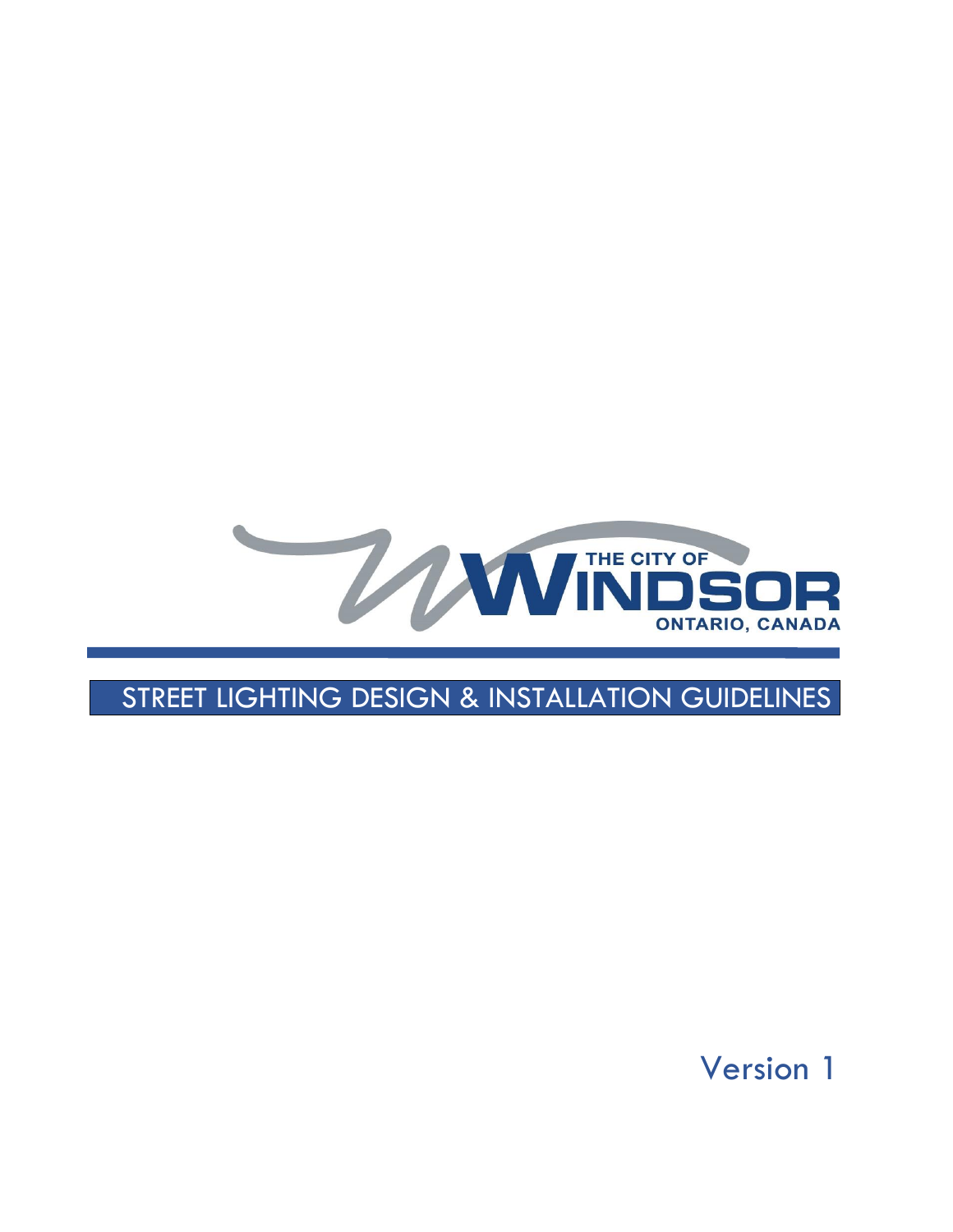THE CITY OF WINDSOR ONTARIO, CANADA

# STREET LIGHTING DESIGN & INSTALLATION GUIDELINES

Version 1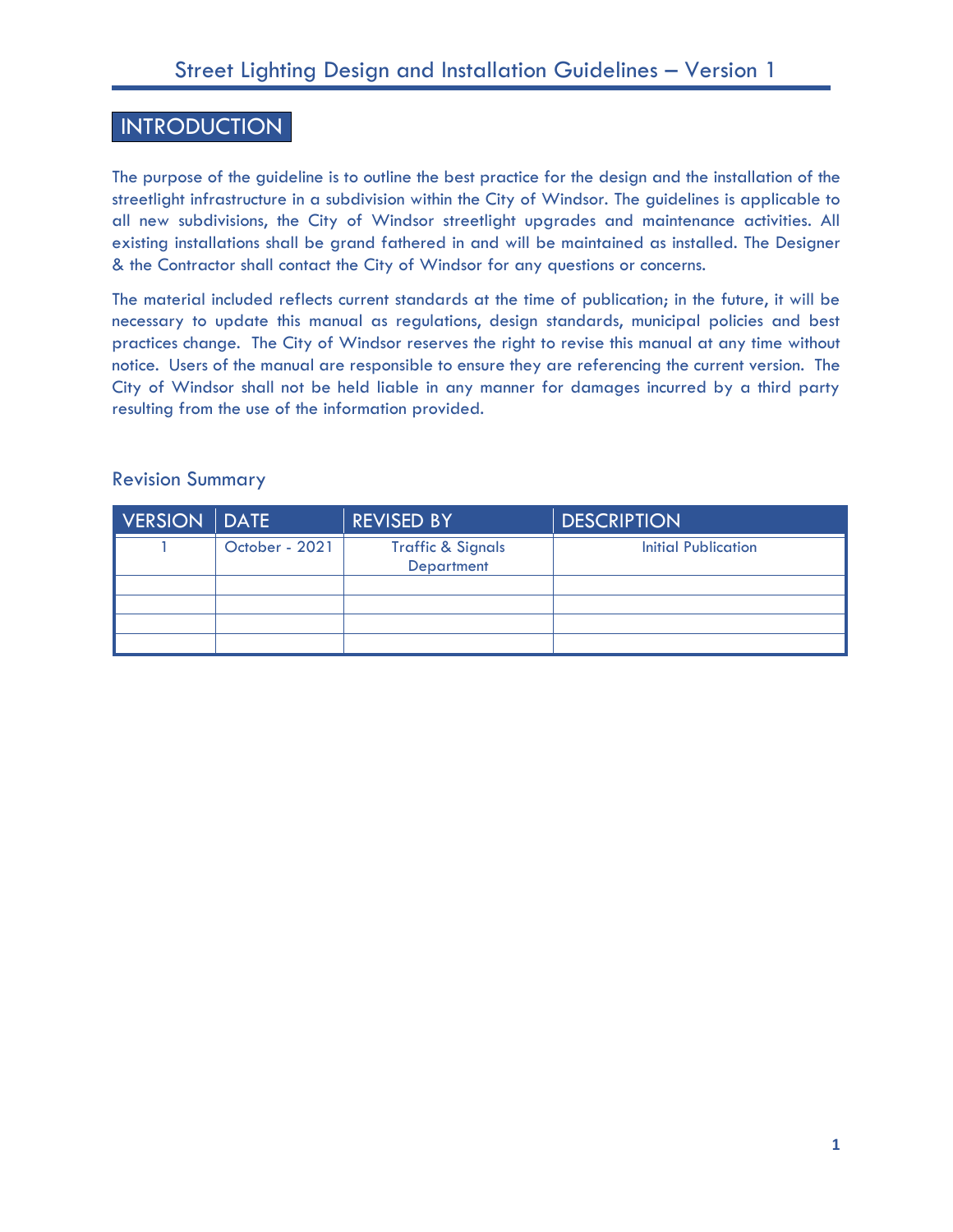# INTRODUCTION

The purpose of the guideline is to outline the best practice for the design and the installation of the streetlight infrastructure in a subdivision within the City of Windsor. The guidelines is applicable to all new subdivisions, the City of Windsor streetlight upgrades and maintenance activities. All existing installations shall be grand fathered in and will be maintained as installed. The Designer & the Contractor shall contact the City of Windsor for any questions or concerns.

The material included reflects current standards at the time of publication; in the future, it will be necessary to update this manual as regulations, design standards, municipal policies and best practices change. The City of Windsor reserves the right to revise this manual at any time without notice. Users of the manual are responsible to ensure they are referencing the current version. The City of Windsor shall not be held liable in any manner for damages incurred by a third party resulting from the use of the information provided.

## Revision Summary

| VERSION | DATE | REVISED BY | DESCRIPTION |
|---|---|---|---|
| 1 | October - 2021 | Traffic & Signals Department | Initial Publication |
| | | | |
| | | | |
| | | | |
| | | | |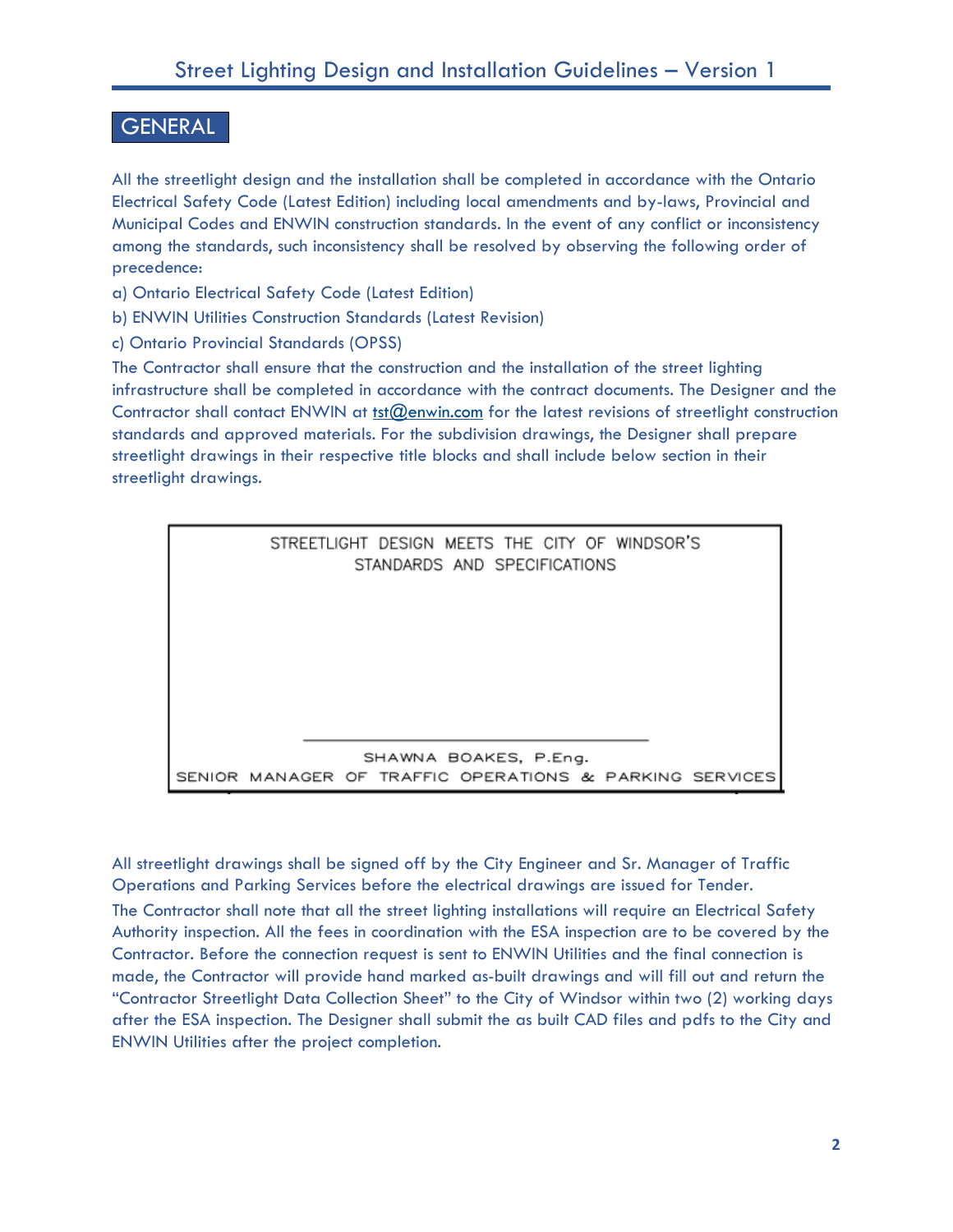## GENERAL

All the streetlight design and the installation shall be completed in accordance with the Ontario Electrical Safety Code (Latest Edition) including local amendments and by-laws, Provincial and Municipal Codes and ENWIN construction standards. In the event of any conflict or inconsistency among the standards, such inconsistency shall be resolved by observing the following order of precedence:

a) Ontario Electrical Safety Code (Latest Edition)

b) ENWIN Utilities Construction Standards (Latest Revision)

c) Ontario Provincial Standards (OPSS)

The Contractor shall ensure that the construction and the installation of the street lighting infrastructure shall be completed in accordance with the contract documents. The Designer and the Contractor shall contact ENWIN at tst@enwin.com for the latest revisions of streetlight construction standards and approved materials. For the subdivision drawings, the Designer shall prepare streetlight drawings in their respective title blocks and shall include below section in their streetlight drawings.

| STREETLIGHT DESIGN MEETS THE CITY OF WINDSOR'S STANDARDS AND SPECIFICATIONS |
|---|
| |
| ________________________________ |
| SHAWNA BOAKES, P.Eng. |
| SENIOR MANAGER OF TRAFFIC OPERATIONS & PARKING SERVICES |

All streetlight drawings shall be signed off by the City Engineer and Sr. Manager of Traffic Operations and Parking Services before the electrical drawings are issued for Tender.

The Contractor shall note that all the street lighting installations will require an Electrical Safety Authority inspection. All the fees in coordination with the ESA inspection are to be covered by the Contractor. Before the connection request is sent to ENWIN Utilities and the final connection is made, the Contractor will provide hand marked as-built drawings and will fill out and return the "Contractor Streetlight Data Collection Sheet" to the City of Windsor within two (2) working days after the ESA inspection. The Designer shall submit the as built CAD files and pdfs to the City and ENWIN Utilities after the project completion.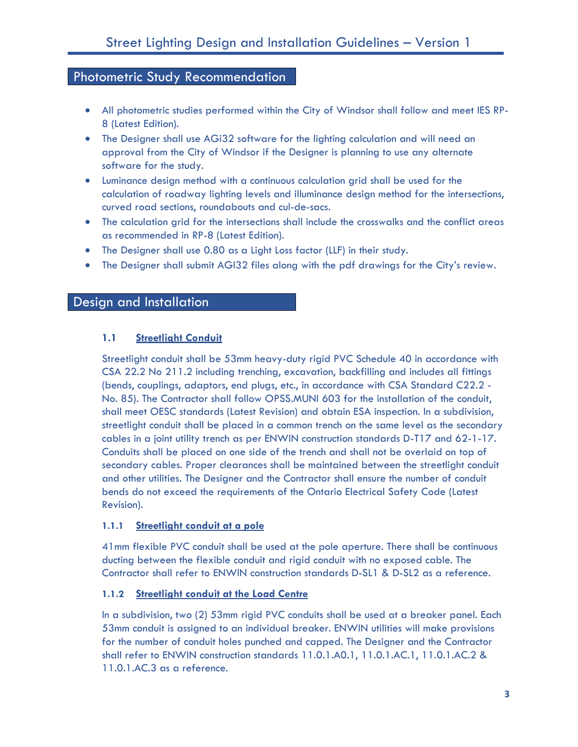## Photometric Study Recommendation

- All photometric studies performed within the City of Windsor shall follow and meet IES RP-8 (Latest Edition).
- The Designer shall use AGi32 software for the lighting calculation and will need an approval from the City of Windsor if the Designer is planning to use any alternate software for the study.
- Luminance design method with a continuous calculation grid shall be used for the calculation of roadway lighting levels and illuminance design method for the intersections, curved road sections, roundabouts and cul-de-sacs.
- The calculation grid for the intersections shall include the crosswalks and the conflict areas as recommended in RP-8 (Latest Edition).
- The Designer shall use 0.80 as a Light Loss factor (LLF) in their study.
- The Designer shall submit AGI32 files along with the pdf drawings for the City's review.

## Design and Installation

### 1.1 Streetlight Conduit

Streetlight conduit shall be 53mm heavy-duty rigid PVC Schedule 40 in accordance with CSA 22.2 No 211.2 including trenching, excavation, backfilling and includes all fittings (bends, couplings, adaptors, end plugs, etc., in accordance with CSA Standard C22.2 - No. 85). The Contractor shall follow OPSS.MUNI 603 for the installation of the conduit, shall meet OESC standards (Latest Revision) and obtain ESA inspection. In a subdivision, streetlight conduit shall be placed in a common trench on the same level as the secondary cables in a joint utility trench as per ENWIN construction standards D-T17 and 62-1-17. Conduits shall be placed on one side of the trench and shall not be overlaid on top of secondary cables. Proper clearances shall be maintained between the streetlight conduit and other utilities. The Designer and the Contractor shall ensure the number of conduit bends do not exceed the requirements of the Ontario Electrical Safety Code (Latest Revision).

#### 1.1.1 Streetlight conduit at a pole

41mm flexible PVC conduit shall be used at the pole aperture. There shall be continuous ducting between the flexible conduit and rigid conduit with no exposed cable. The Contractor shall refer to ENWIN construction standards D-SL1 & D-SL2 as a reference.

#### 1.1.2 Streetlight conduit at the Load Centre

In a subdivision, two (2) 53mm rigid PVC conduits shall be used at a breaker panel. Each 53mm conduit is assigned to an individual breaker. ENWIN utilities will make provisions for the number of conduit holes punched and capped. The Designer and the Contractor shall refer to ENWIN construction standards 11.0.1.A0.1, 11.0.1.AC.1, 11.0.1.AC.2 & 11.0.1.AC.3 as a reference.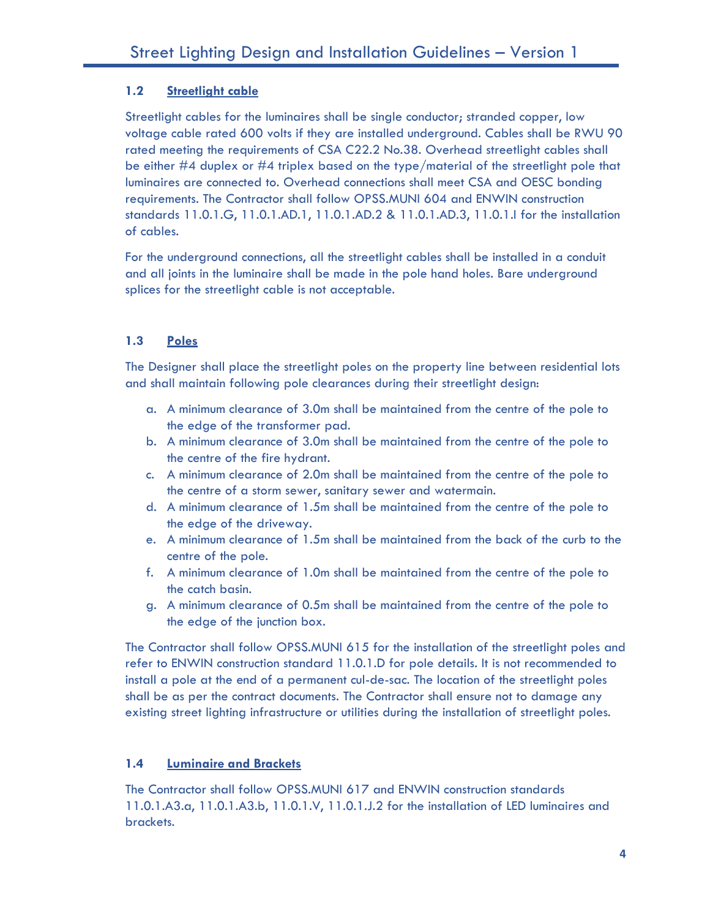### 1.2 Streetlight cable

Streetlight cables for the luminaires shall be single conductor; stranded copper, low voltage cable rated 600 volts if they are installed underground. Cables shall be RWU 90 rated meeting the requirements of CSA C22.2 No.38. Overhead streetlight cables shall be either #4 duplex or #4 triplex based on the type/material of the streetlight pole that luminaires are connected to. Overhead connections shall meet CSA and OESC bonding requirements. The Contractor shall follow OPSS.MUNI 604 and ENWIN construction standards 11.0.1.G, 11.0.1.AD.1, 11.0.1.AD.2 & 11.0.1.AD.3, 11.0.1.I for the installation of cables.

For the underground connections, all the streetlight cables shall be installed in a conduit and all joints in the luminaire shall be made in the pole hand holes. Bare underground splices for the streetlight cable is not acceptable.

### 1.3 Poles

The Designer shall place the streetlight poles on the property line between residential lots and shall maintain following pole clearances during their streetlight design:

a. A minimum clearance of 3.0m shall be maintained from the centre of the pole to the edge of the transformer pad.
b. A minimum clearance of 3.0m shall be maintained from the centre of the pole to the centre of the fire hydrant.
c. A minimum clearance of 2.0m shall be maintained from the centre of the pole to the centre of a storm sewer, sanitary sewer and watermain.
d. A minimum clearance of 1.5m shall be maintained from the centre of the pole to the edge of the driveway.
e. A minimum clearance of 1.5m shall be maintained from the back of the curb to the centre of the pole.
f. A minimum clearance of 1.0m shall be maintained from the centre of the pole to the catch basin.
g. A minimum clearance of 0.5m shall be maintained from the centre of the pole to the edge of the junction box.

The Contractor shall follow OPSS.MUNI 615 for the installation of the streetlight poles and refer to ENWIN construction standard 11.0.1.D for pole details. It is not recommended to install a pole at the end of a permanent cul-de-sac. The location of the streetlight poles shall be as per the contract documents. The Contractor shall ensure not to damage any existing street lighting infrastructure or utilities during the installation of streetlight poles.

### 1.4 Luminaire and Brackets

The Contractor shall follow OPSS.MUNI 617 and ENWIN construction standards 11.0.1.A3.a, 11.0.1.A3.b, 11.0.1.V, 11.0.1.J.2 for the installation of LED luminaires and brackets.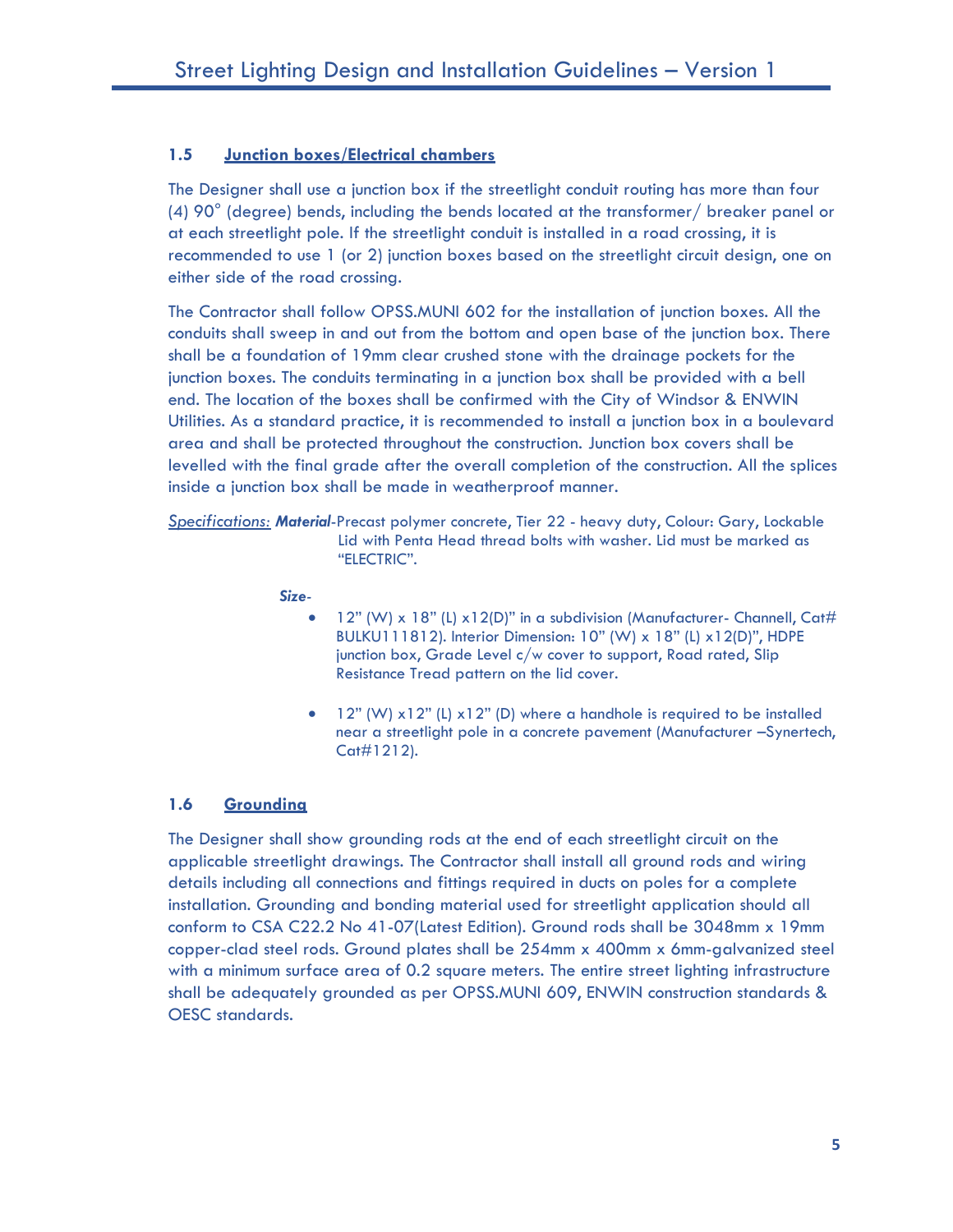### 1.5 Junction boxes/Electrical chambers

The Designer shall use a junction box if the streetlight conduit routing has more than four (4) 90° (degree) bends, including the bends located at the transformer/ breaker panel or at each streetlight pole. If the streetlight conduit is installed in a road crossing, it is recommended to use 1 (or 2) junction boxes based on the streetlight circuit design, one on either side of the road crossing.

The Contractor shall follow OPSS.MUNI 602 for the installation of junction boxes. All the conduits shall sweep in and out from the bottom and open base of the junction box. There shall be a foundation of 19mm clear crushed stone with the drainage pockets for the junction boxes. The conduits terminating in a junction box shall be provided with a bell end. The location of the boxes shall be confirmed with the City of Windsor & ENWIN Utilities. As a standard practice, it is recommended to install a junction box in a boulevard area and shall be protected throughout the construction. Junction box covers shall be levelled with the final grade after the overall completion of the construction. All the splices inside a junction box shall be made in weatherproof manner.

*Specifications:* ***Material***-Precast polymer concrete, Tier 22 - heavy duty, Colour: Gary, Lockable Lid with Penta Head thread bolts with washer. Lid must be marked as "ELECTRIC".

***Size***-

- 12" (W) x 18" (L) x12(D)" in a subdivision (Manufacturer- Channell, Cat# BULKU111812). Interior Dimension: 10" (W) x 18" (L) x12(D)", HDPE junction box, Grade Level c/w cover to support, Road rated, Slip Resistance Tread pattern on the lid cover.

- 12" (W) x12" (L) x12" (D) where a handhole is required to be installed near a streetlight pole in a concrete pavement (Manufacturer –Synertech, Cat#1212).

### 1.6 Grounding

The Designer shall show grounding rods at the end of each streetlight circuit on the applicable streetlight drawings. The Contractor shall install all ground rods and wiring details including all connections and fittings required in ducts on poles for a complete installation. Grounding and bonding material used for streetlight application should all conform to CSA C22.2 No 41-07(Latest Edition). Ground rods shall be 3048mm x 19mm copper-clad steel rods. Ground plates shall be 254mm x 400mm x 6mm-galvanized steel with a minimum surface area of 0.2 square meters. The entire street lighting infrastructure shall be adequately grounded as per OPSS.MUNI 609, ENWIN construction standards & OESC standards.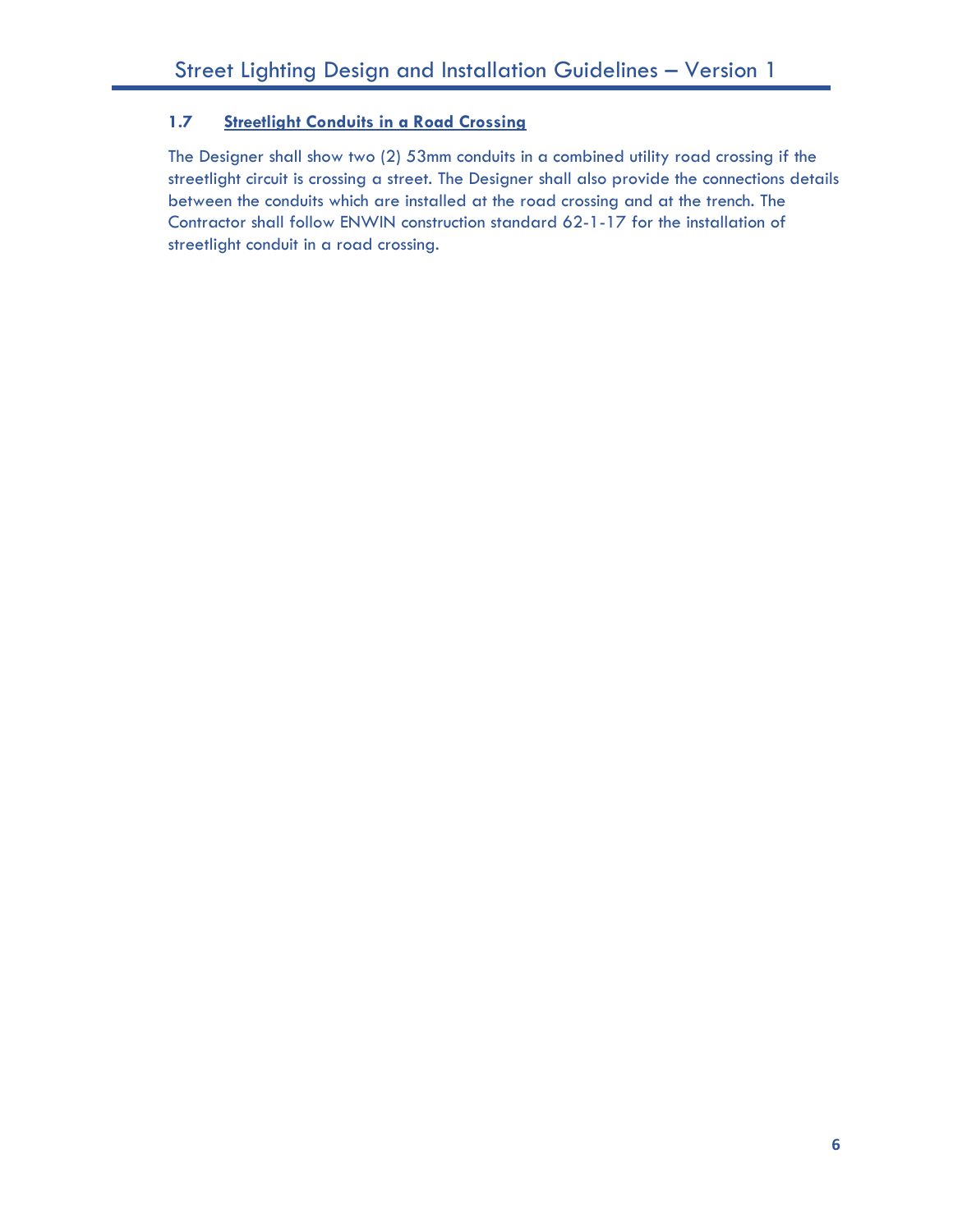### 1.7 Streetlight Conduits in a Road Crossing

The Designer shall show two (2) 53mm conduits in a combined utility road crossing if the streetlight circuit is crossing a street. The Designer shall also provide the connections details between the conduits which are installed at the road crossing and at the trench. The Contractor shall follow ENWIN construction standard 62-1-17 for the installation of streetlight conduit in a road crossing.